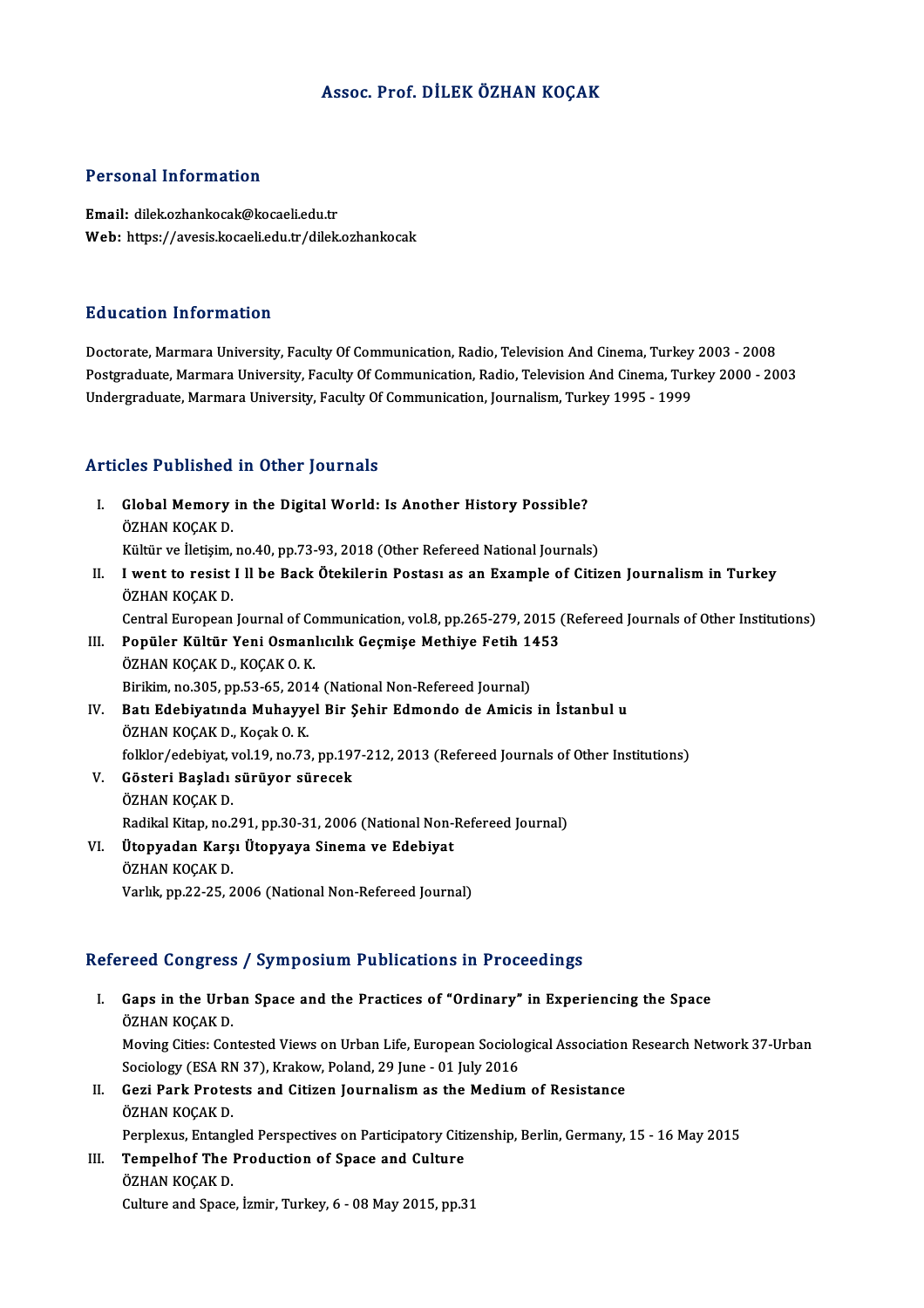# Assoc. Prof. DİLEK ÖZHAN KOÇAK

## Personal Information

**Email:** dilek.ozhankocak@kocaeli.edu.tr
**Web:** https://avesis.kocaeli.edu.tr/dilek.ozhankocak

## Education Information

Doctorate, Marmara University, Faculty Of Communication, Radio, Television And Cinema, Turkey 2003 - 2008
Postgraduate, Marmara University, Faculty Of Communication, Radio, Television And Cinema, Turkey 2000 - 2003
Undergraduate, Marmara University, Faculty Of Communication, Journalism, Turkey 1995 - 1999

## Articles Published in Other Journals

I. **Global Memory in the Digital World: Is Another History Possible?**
ÖZHAN KOÇAK D.
Kültür ve İletişim, no.40, pp.73-93, 2018 (Other Refereed National Journals)

II. **I went to resist I ll be Back Ötekilerin Postası as an Example of Citizen Journalism in Turkey**
ÖZHAN KOÇAK D.
Central European Journal of Communication, vol.8, pp.265-279, 2015 (Refereed Journals of Other Institutions)

III. **Popüler Kültür Yeni Osmanlıcılık Geçmişe Methiye Fetih 1453**
ÖZHAN KOÇAK D., KOÇAK O. K.
Birikim, no.305, pp.53-65, 2014 (National Non-Refereed Journal)

IV. **Batı Edebiyatında Muhayyel Bir Şehir Edmondo de Amicis in İstanbul u**
ÖZHAN KOÇAK D., Koçak O. K.
folklor/edebiyat, vol.19, no.73, pp.197-212, 2013 (Refereed Journals of Other Institutions)

V. **Gösteri Başladı sürüyor sürecek**
ÖZHAN KOÇAK D.
Radikal Kitap, no.291, pp.30-31, 2006 (National Non-Refereed Journal)

VI. **Ütopyadan Karşı Ütopyaya Sinema ve Edebiyat**
ÖZHAN KOÇAK D.
Varlık, pp.22-25, 2006 (National Non-Refereed Journal)

## Refereed Congress / Symposium Publications in Proceedings

I. **Gaps in the Urban Space and the Practices of "Ordinary" in Experiencing the Space**
ÖZHAN KOÇAK D.
Moving Cities: Contested Views on Urban Life, European Sociological Association Research Network 37-Urban Sociology (ESA RN 37), Krakow, Poland, 29 June - 01 July 2016

II. **Gezi Park Protests and Citizen Journalism as the Medium of Resistance**
ÖZHAN KOÇAK D.
Perplexus, Entangled Perspectives on Participatory Citizenship, Berlin, Germany, 15 - 16 May 2015

III. **Tempelhof The Production of Space and Culture**
ÖZHAN KOÇAK D.
Culture and Space, İzmir, Turkey, 6 - 08 May 2015, pp.31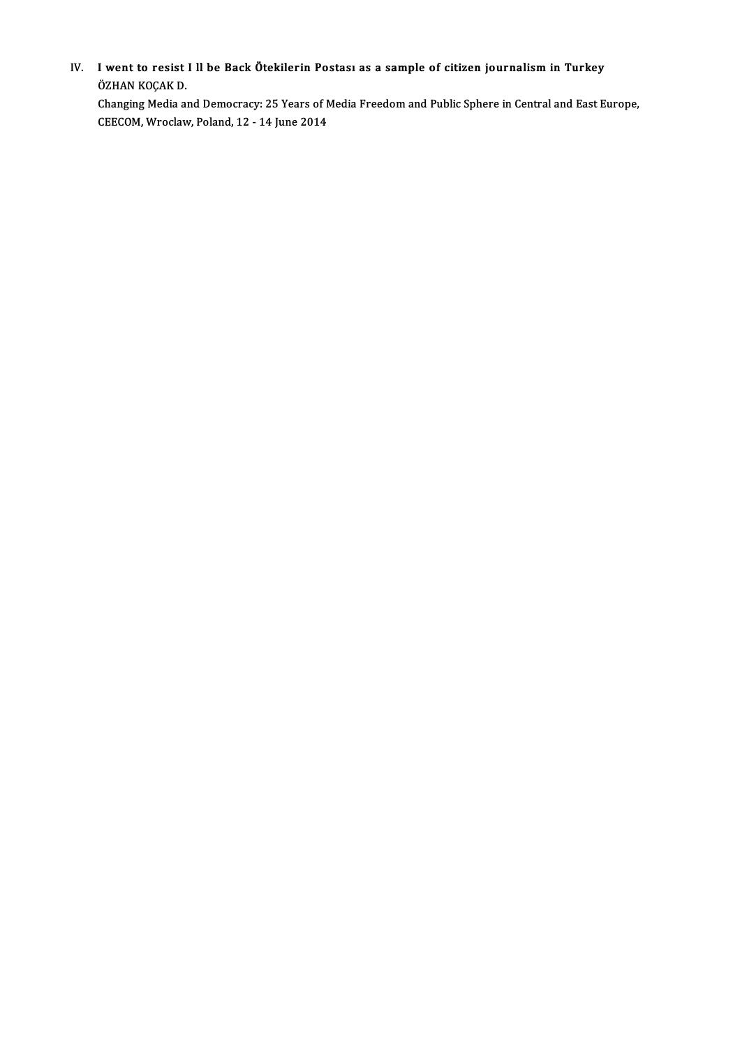IV. **I went to resist I ll be Back Ötekilerin Postası as a sample of citizen journalism in Turkey**
ÖZHAN KOÇAK D.
Changing Media and Democracy: 25 Years of Media Freedom and Public Sphere in Central and East Europe, CEECOM, Wroclaw, Poland, 12 - 14 June 2014